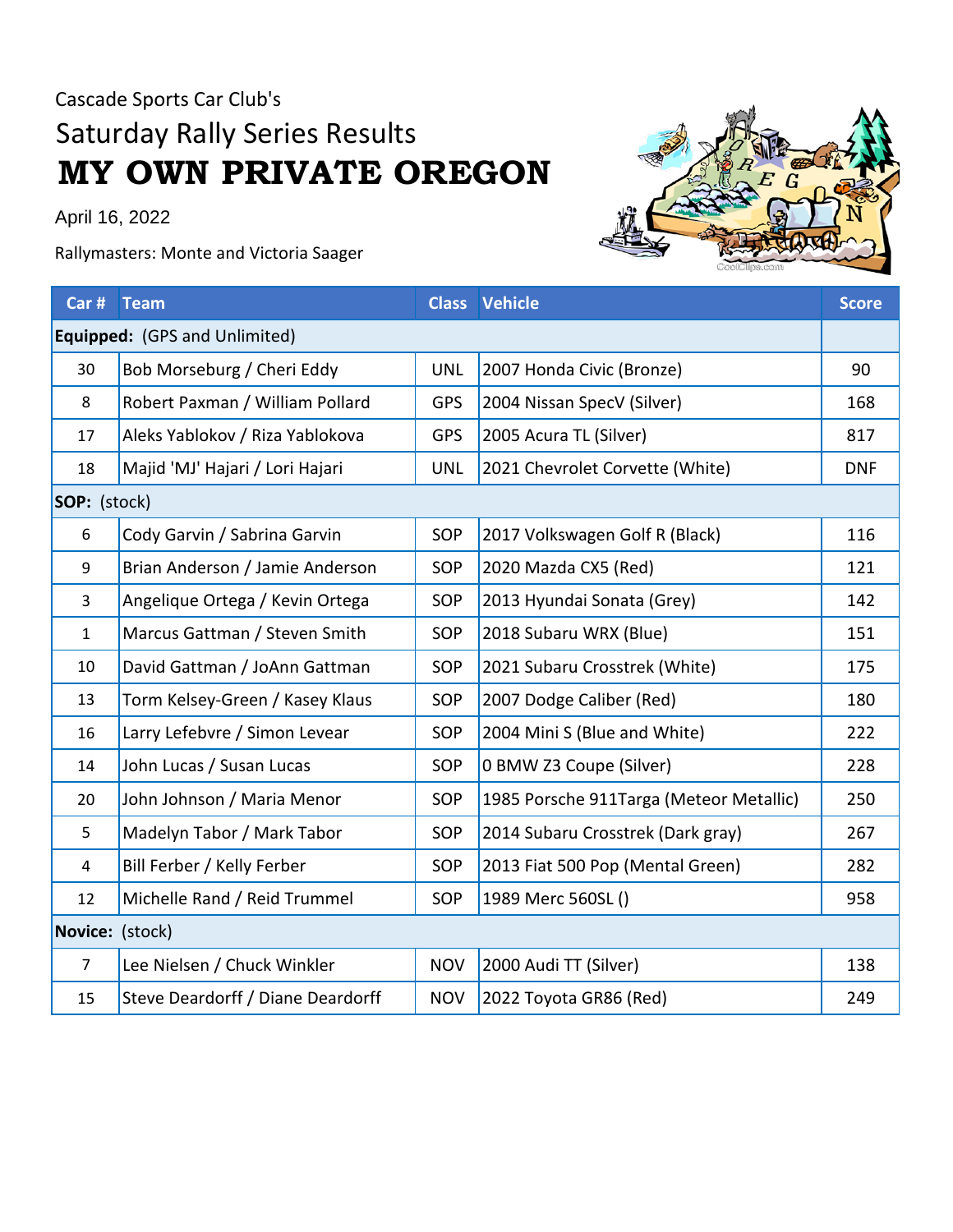Cascade Sports Car Club's

## Saturday Rally Series Results

# MY OWN PRIVATE OREGON

April 16, 2022

Rallymasters: Monte and Victoria Saager

| Car # | Team | Class | Vehicle | Score |
|---|---|---|---|---|
| **Equipped:** (GPS and Unlimited) | | | | |
| 30 | Bob Morseburg / Cheri Eddy | UNL | 2007 Honda Civic (Bronze) | 90 |
| 8 | Robert Paxman / William Pollard | GPS | 2004 Nissan SpecV (Silver) | 168 |
| 17 | Aleks Yablokov / Riza Yablokova | GPS | 2005 Acura TL (Silver) | 817 |
| 18 | Majid 'MJ' Hajari / Lori Hajari | UNL | 2021 Chevrolet Corvette (White) | DNF |
| **SOP:** (stock) | | | | |
| 6 | Cody Garvin / Sabrina Garvin | SOP | 2017 Volkswagen Golf R (Black) | 116 |
| 9 | Brian Anderson / Jamie Anderson | SOP | 2020 Mazda CX5 (Red) | 121 |
| 3 | Angelique Ortega / Kevin Ortega | SOP | 2013 Hyundai Sonata (Grey) | 142 |
| 1 | Marcus Gattman / Steven Smith | SOP | 2018 Subaru WRX (Blue) | 151 |
| 10 | David Gattman / JoAnn Gattman | SOP | 2021 Subaru Crosstrek (White) | 175 |
| 13 | Torm Kelsey-Green / Kasey Klaus | SOP | 2007 Dodge Caliber (Red) | 180 |
| 16 | Larry Lefebvre / Simon Levear | SOP | 2004 Mini S (Blue and White) | 222 |
| 14 | John Lucas / Susan Lucas | SOP | 0 BMW Z3 Coupe (Silver) | 228 |
| 20 | John Johnson / Maria Menor | SOP | 1985 Porsche 911Targa (Meteor Metallic) | 250 |
| 5 | Madelyn Tabor / Mark Tabor | SOP | 2014 Subaru Crosstrek (Dark gray) | 267 |
| 4 | Bill Ferber / Kelly Ferber | SOP | 2013 Fiat 500 Pop (Mental Green) | 282 |
| 12 | Michelle Rand / Reid Trummel | SOP | 1989 Merc 560SL () | 958 |
| **Novice:** (stock) | | | | |
| 7 | Lee Nielsen / Chuck Winkler | NOV | 2000 Audi TT (Silver) | 138 |
| 15 | Steve Deardorff / Diane Deardorff | NOV | 2022 Toyota GR86 (Red) | 249 |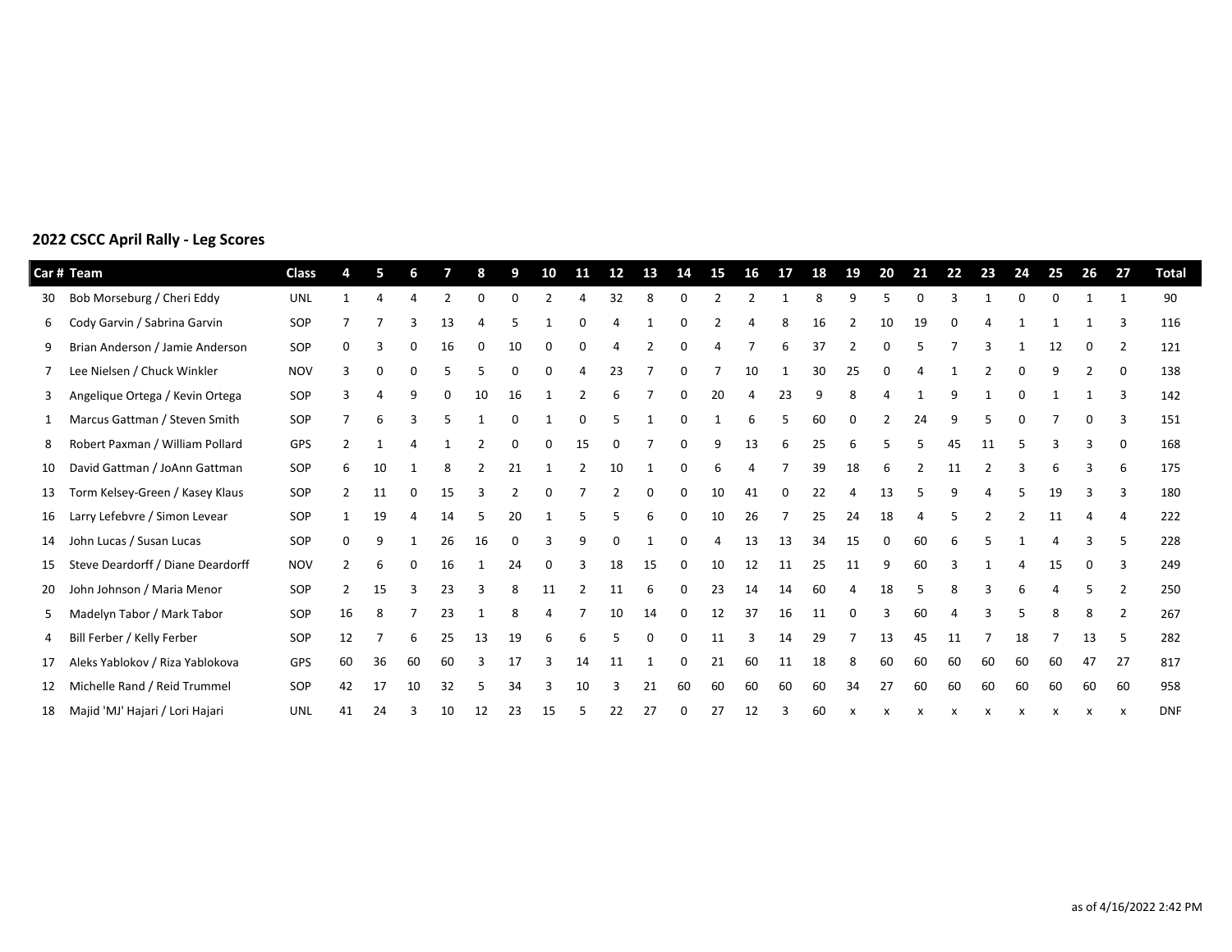## 2022 CSCC April Rally - Leg Scores

| Car # | Team | Class | 4 | 5 | 6 | 7 | 8 | 9 | 10 | 11 | 12 | 13 | 14 | 15 | 16 | 17 | 18 | 19 | 20 | 21 | 22 | 23 | 24 | 25 | 26 | 27 | Total |
|---|---|---|---|---|---|---|---|---|---|---|---|---|---|---|---|---|---|---|---|---|---|---|---|---|---|---|---|
| 30 | Bob Morseburg / Cheri Eddy | UNL | 1 | 4 | 4 | 2 | 0 | 0 | 2 | 4 | 32 | 8 | 0 | 2 | 2 | 1 | 8 | 9 | 5 | 0 | 3 | 1 | 0 | 0 | 1 | 1 | 90 |
| 6 | Cody Garvin / Sabrina Garvin | SOP | 7 | 7 | 3 | 13 | 4 | 5 | 1 | 0 | 4 | 1 | 0 | 2 | 4 | 8 | 16 | 2 | 10 | 19 | 0 | 4 | 1 | 1 | 1 | 3 | 116 |
| 9 | Brian Anderson / Jamie Anderson | SOP | 0 | 3 | 0 | 16 | 0 | 10 | 0 | 0 | 4 | 2 | 0 | 4 | 7 | 6 | 37 | 2 | 0 | 5 | 7 | 3 | 1 | 12 | 0 | 2 | 121 |
| 7 | Lee Nielsen / Chuck Winkler | NOV | 3 | 0 | 0 | 5 | 5 | 0 | 0 | 4 | 23 | 7 | 0 | 7 | 10 | 1 | 30 | 25 | 0 | 4 | 1 | 2 | 0 | 9 | 2 | 0 | 138 |
| 3 | Angelique Ortega / Kevin Ortega | SOP | 3 | 4 | 9 | 0 | 10 | 16 | 1 | 2 | 6 | 7 | 0 | 20 | 4 | 23 | 9 | 8 | 4 | 1 | 9 | 1 | 0 | 1 | 1 | 3 | 142 |
| 1 | Marcus Gattman / Steven Smith | SOP | 7 | 6 | 3 | 5 | 1 | 0 | 1 | 0 | 5 | 1 | 0 | 1 | 6 | 5 | 60 | 0 | 2 | 24 | 9 | 5 | 0 | 7 | 0 | 3 | 151 |
| 8 | Robert Paxman / William Pollard | GPS | 2 | 1 | 4 | 1 | 2 | 0 | 0 | 15 | 0 | 7 | 0 | 9 | 13 | 6 | 25 | 6 | 5 | 5 | 45 | 11 | 5 | 3 | 3 | 0 | 168 |
| 10 | David Gattman / JoAnn Gattman | SOP | 6 | 10 | 1 | 8 | 2 | 21 | 1 | 2 | 10 | 1 | 0 | 6 | 4 | 7 | 39 | 18 | 6 | 2 | 11 | 2 | 3 | 6 | 3 | 6 | 175 |
| 13 | Torm Kelsey-Green / Kasey Klaus | SOP | 2 | 11 | 0 | 15 | 3 | 2 | 0 | 7 | 2 | 0 | 0 | 10 | 41 | 0 | 22 | 4 | 13 | 5 | 9 | 4 | 5 | 19 | 3 | 3 | 180 |
| 16 | Larry Lefebvre / Simon Levear | SOP | 1 | 19 | 4 | 14 | 5 | 20 | 1 | 5 | 5 | 6 | 0 | 10 | 26 | 7 | 25 | 24 | 18 | 4 | 5 | 2 | 2 | 11 | 4 | 4 | 222 |
| 14 | John Lucas / Susan Lucas | SOP | 0 | 9 | 1 | 26 | 16 | 0 | 3 | 9 | 0 | 1 | 0 | 4 | 13 | 13 | 34 | 15 | 0 | 60 | 6 | 5 | 1 | 4 | 3 | 5 | 228 |
| 15 | Steve Deardorff / Diane Deardorff | NOV | 2 | 6 | 0 | 16 | 1 | 24 | 0 | 3 | 18 | 15 | 0 | 10 | 12 | 11 | 25 | 11 | 9 | 60 | 3 | 1 | 4 | 15 | 0 | 3 | 249 |
| 20 | John Johnson / Maria Menor | SOP | 2 | 15 | 3 | 23 | 3 | 8 | 11 | 2 | 11 | 6 | 0 | 23 | 14 | 14 | 60 | 4 | 18 | 5 | 8 | 3 | 6 | 4 | 5 | 2 | 250 |
| 5 | Madelyn Tabor / Mark Tabor | SOP | 16 | 8 | 7 | 23 | 1 | 8 | 4 | 7 | 10 | 14 | 0 | 12 | 37 | 16 | 11 | 0 | 3 | 60 | 4 | 3 | 5 | 8 | 8 | 2 | 267 |
| 4 | Bill Ferber / Kelly Ferber | SOP | 12 | 7 | 6 | 25 | 13 | 19 | 6 | 6 | 5 | 0 | 0 | 11 | 3 | 14 | 29 | 7 | 13 | 45 | 11 | 7 | 18 | 7 | 13 | 5 | 282 |
| 17 | Aleks Yablokov / Riza Yablokova | GPS | 60 | 36 | 60 | 60 | 3 | 17 | 3 | 14 | 11 | 1 | 0 | 21 | 60 | 11 | 18 | 8 | 60 | 60 | 60 | 60 | 60 | 60 | 47 | 27 | 817 |
| 12 | Michelle Rand / Reid Trummel | SOP | 42 | 17 | 10 | 32 | 5 | 34 | 3 | 10 | 3 | 21 | 60 | 60 | 60 | 60 | 60 | 34 | 27 | 60 | 60 | 60 | 60 | 60 | 60 | 60 | 958 |
| 18 | Majid 'MJ' Hajari / Lori Hajari | UNL | 41 | 24 | 3 | 10 | 12 | 23 | 15 | 5 | 22 | 27 | 0 | 27 | 12 | 3 | 60 | x | x | x | x | x | x | x | x | x | DNF |

as of 4/16/2022 2:42 PM